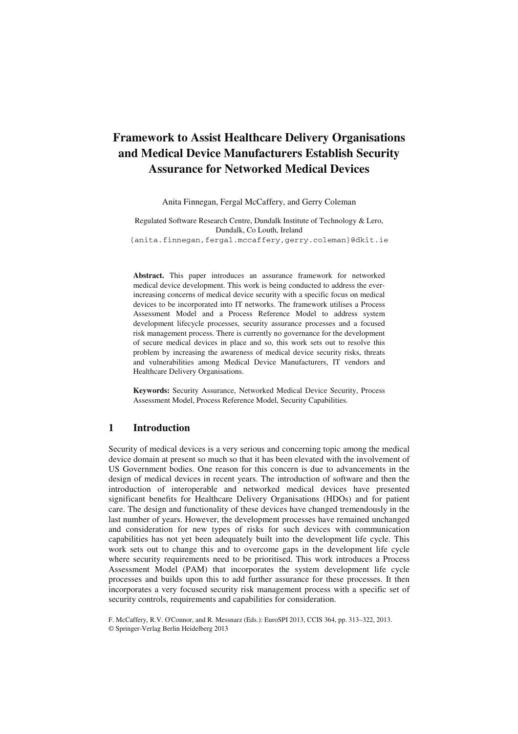# Framework to Assist Healthcare Delivery Organisations and Medical Device Manufacturers Establish Security Assurance for Networked Medical Devices

Anita Finnegan, Fergal McCaffery, and Gerry Coleman

Regulated Software Research Centre, Dundalk Institute of Technology & Lero, Dundalk, Co Louth, Ireland
{anita.finnegan,fergal.mccaffery,gerry.coleman}@dkit.ie

**Abstract.** This paper introduces an assurance framework for networked medical device development. This work is being conducted to address the ever-increasing concerns of medical device security with a specific focus on medical devices to be incorporated into IT networks. The framework utilises a Process Assessment Model and a Process Reference Model to address system development lifecycle processes, security assurance processes and a focused risk management process. There is currently no governance for the development of secure medical devices in place and so, this work sets out to resolve this problem by increasing the awareness of medical device security risks, threats and vulnerabilities among Medical Device Manufacturers, IT vendors and Healthcare Delivery Organisations.

**Keywords:** Security Assurance, Networked Medical Device Security, Process Assessment Model, Process Reference Model, Security Capabilities.

## 1 Introduction

Security of medical devices is a very serious and concerning topic among the medical device domain at present so much so that it has been elevated with the involvement of US Government bodies. One reason for this concern is due to advancements in the design of medical devices in recent years. The introduction of software and then the introduction of interoperable and networked medical devices have presented significant benefits for Healthcare Delivery Organisations (HDOs) and for patient care. The design and functionality of these devices have changed tremendously in the last number of years. However, the development processes have remained unchanged and consideration for new types of risks for such devices with communication capabilities has not yet been adequately built into the development life cycle. This work sets out to change this and to overcome gaps in the development life cycle where security requirements need to be prioritised. This work introduces a Process Assessment Model (PAM) that incorporates the system development life cycle processes and builds upon this to add further assurance for these processes. It then incorporates a very focused security risk management process with a specific set of security controls, requirements and capabilities for consideration.

F. McCaffery, R.V. O'Connor, and R. Messnarz (Eds.): EuroSPI 2013, CCIS 364, pp. 313–322, 2013.
© Springer-Verlag Berlin Heidelberg 2013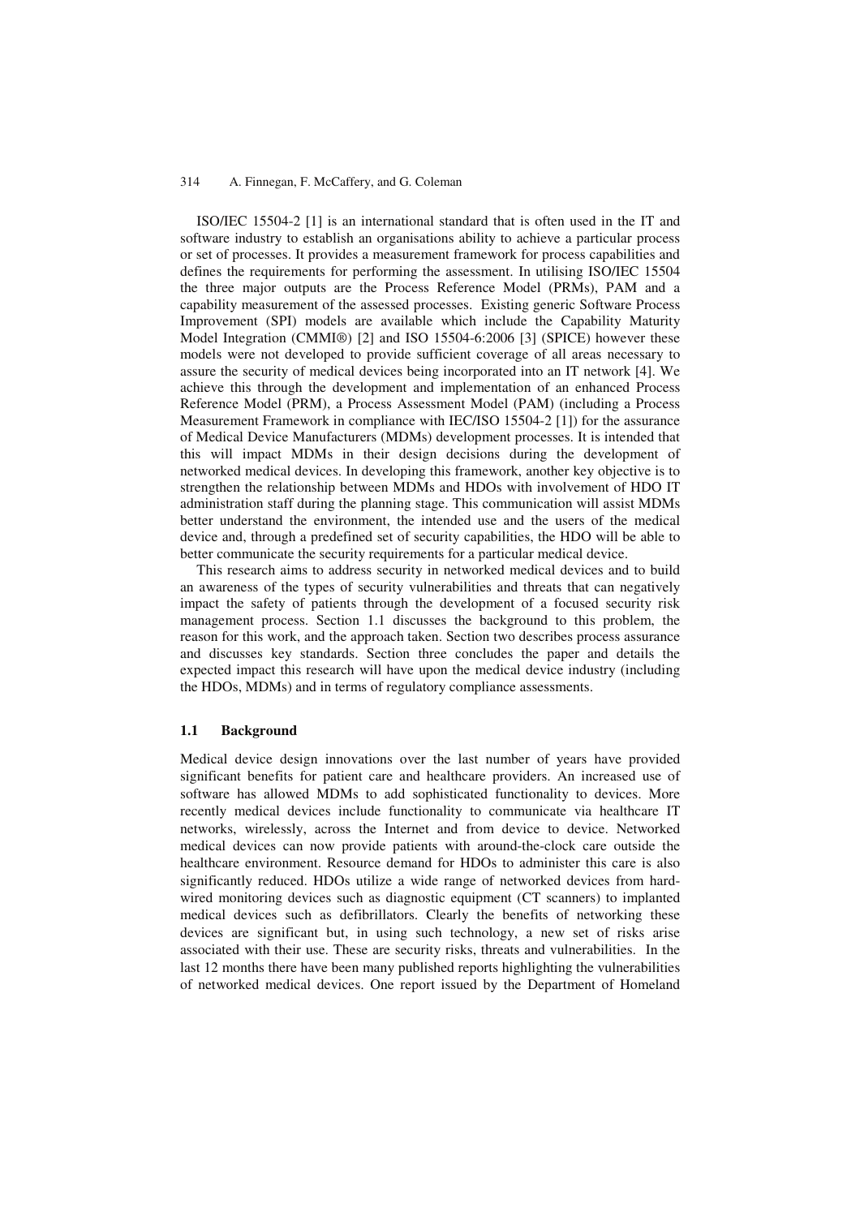ISO/IEC 15504-2 [1] is an international standard that is often used in the IT and software industry to establish an organisations ability to achieve a particular process or set of processes. It provides a measurement framework for process capabilities and defines the requirements for performing the assessment. In utilising ISO/IEC 15504 the three major outputs are the Process Reference Model (PRMs), PAM and a capability measurement of the assessed processes. Existing generic Software Process Improvement (SPI) models are available which include the Capability Maturity Model Integration (CMMI®) [2] and ISO 15504-6:2006 [3] (SPICE) however these models were not developed to provide sufficient coverage of all areas necessary to assure the security of medical devices being incorporated into an IT network [4]. We achieve this through the development and implementation of an enhanced Process Reference Model (PRM), a Process Assessment Model (PAM) (including a Process Measurement Framework in compliance with IEC/ISO 15504-2 [1]) for the assurance of Medical Device Manufacturers (MDMs) development processes. It is intended that this will impact MDMs in their design decisions during the development of networked medical devices. In developing this framework, another key objective is to strengthen the relationship between MDMs and HDOs with involvement of HDO IT administration staff during the planning stage. This communication will assist MDMs better understand the environment, the intended use and the users of the medical device and, through a predefined set of security capabilities, the HDO will be able to better communicate the security requirements for a particular medical device.

This research aims to address security in networked medical devices and to build an awareness of the types of security vulnerabilities and threats that can negatively impact the safety of patients through the development of a focused security risk management process. Section 1.1 discusses the background to this problem, the reason for this work, and the approach taken. Section two describes process assurance and discusses key standards. Section three concludes the paper and details the expected impact this research will have upon the medical device industry (including the HDOs, MDMs) and in terms of regulatory compliance assessments.

### 1.1 Background

Medical device design innovations over the last number of years have provided significant benefits for patient care and healthcare providers. An increased use of software has allowed MDMs to add sophisticated functionality to devices. More recently medical devices include functionality to communicate via healthcare IT networks, wirelessly, across the Internet and from device to device. Networked medical devices can now provide patients with around-the-clock care outside the healthcare environment. Resource demand for HDOs to administer this care is also significantly reduced. HDOs utilize a wide range of networked devices from hard-wired monitoring devices such as diagnostic equipment (CT scanners) to implanted medical devices such as defibrillators. Clearly the benefits of networking these devices are significant but, in using such technology, a new set of risks arise associated with their use. These are security risks, threats and vulnerabilities. In the last 12 months there have been many published reports highlighting the vulnerabilities of networked medical devices. One report issued by the Department of Homeland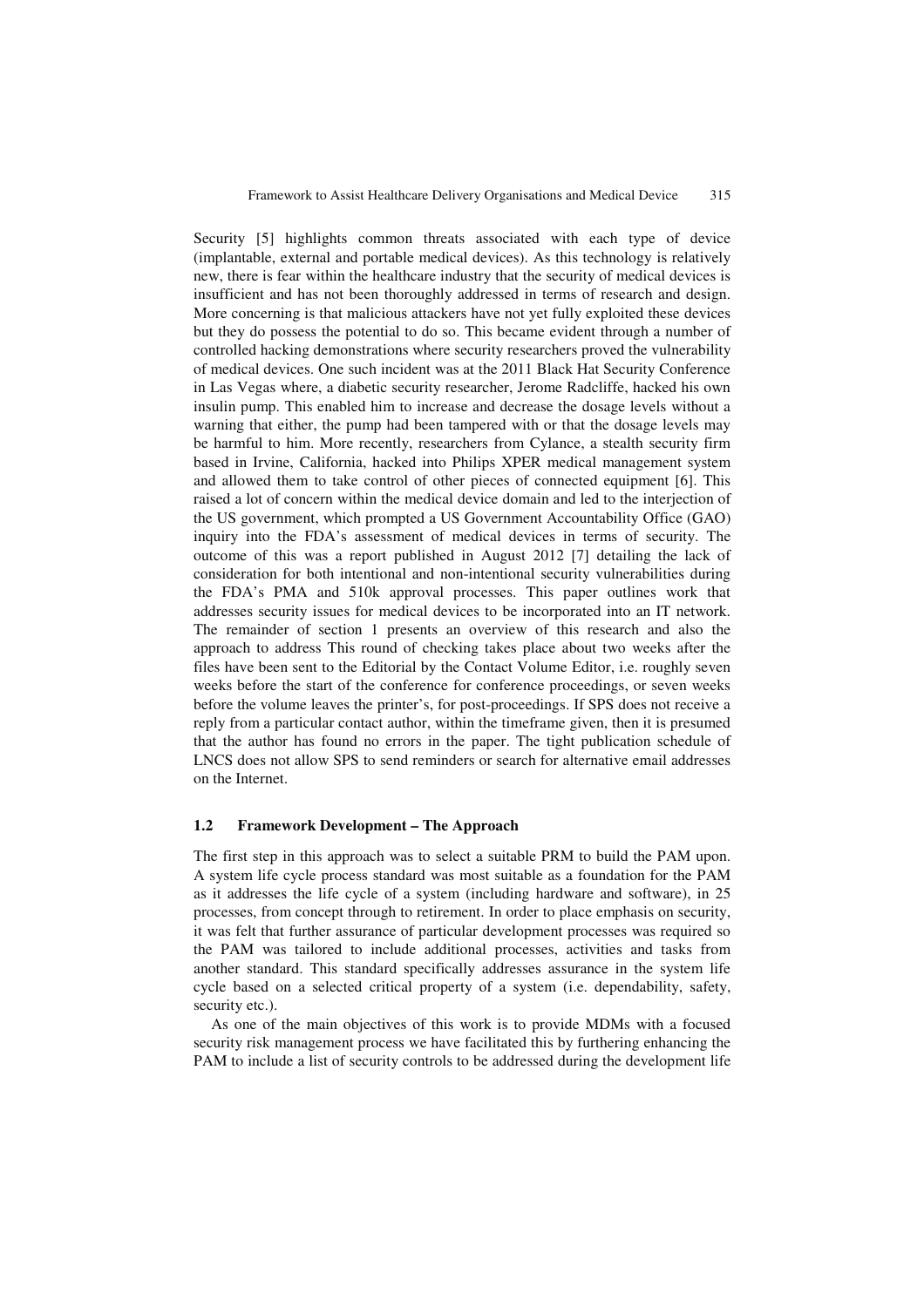Security [5] highlights common threats associated with each type of device (implantable, external and portable medical devices). As this technology is relatively new, there is fear within the healthcare industry that the security of medical devices is insufficient and has not been thoroughly addressed in terms of research and design. More concerning is that malicious attackers have not yet fully exploited these devices but they do possess the potential to do so. This became evident through a number of controlled hacking demonstrations where security researchers proved the vulnerability of medical devices. One such incident was at the 2011 Black Hat Security Conference in Las Vegas where, a diabetic security researcher, Jerome Radcliffe, hacked his own insulin pump. This enabled him to increase and decrease the dosage levels without a warning that either, the pump had been tampered with or that the dosage levels may be harmful to him. More recently, researchers from Cylance, a stealth security firm based in Irvine, California, hacked into Philips XPER medical management system and allowed them to take control of other pieces of connected equipment [6]. This raised a lot of concern within the medical device domain and led to the interjection of the US government, which prompted a US Government Accountability Office (GAO) inquiry into the FDA's assessment of medical devices in terms of security. The outcome of this was a report published in August 2012 [7] detailing the lack of consideration for both intentional and non-intentional security vulnerabilities during the FDA's PMA and 510k approval processes. This paper outlines work that addresses security issues for medical devices to be incorporated into an IT network. The remainder of section 1 presents an overview of this research and also the approach to address This round of checking takes place about two weeks after the files have been sent to the Editorial by the Contact Volume Editor, i.e. roughly seven weeks before the start of the conference for conference proceedings, or seven weeks before the volume leaves the printer's, for post-proceedings. If SPS does not receive a reply from a particular contact author, within the timeframe given, then it is presumed that the author has found no errors in the paper. The tight publication schedule of LNCS does not allow SPS to send reminders or search for alternative email addresses on the Internet.

### 1.2 Framework Development – The Approach

The first step in this approach was to select a suitable PRM to build the PAM upon. A system life cycle process standard was most suitable as a foundation for the PAM as it addresses the life cycle of a system (including hardware and software), in 25 processes, from concept through to retirement. In order to place emphasis on security, it was felt that further assurance of particular development processes was required so the PAM was tailored to include additional processes, activities and tasks from another standard. This standard specifically addresses assurance in the system life cycle based on a selected critical property of a system (i.e. dependability, safety, security etc.).

As one of the main objectives of this work is to provide MDMs with a focused security risk management process we have facilitated this by furthering enhancing the PAM to include a list of security controls to be addressed during the development life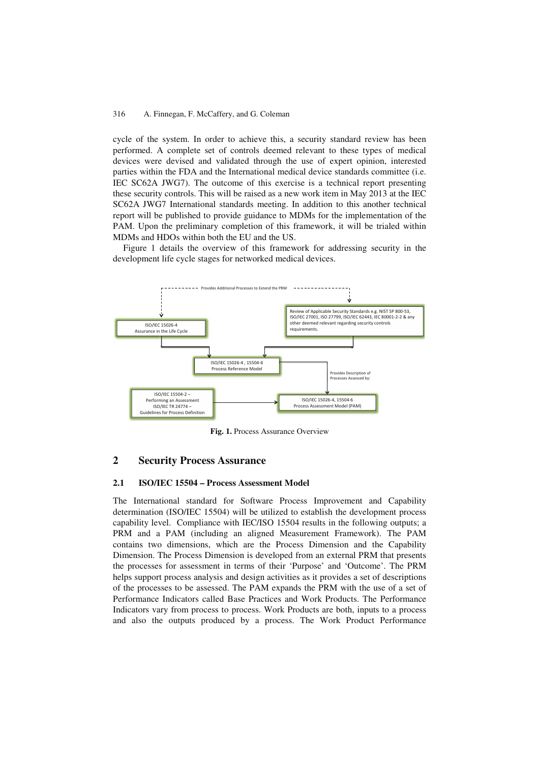cycle of the system. In order to achieve this, a security standard review has been performed. A complete set of controls deemed relevant to these types of medical devices were devised and validated through the use of expert opinion, interested parties within the FDA and the International medical device standards committee (i.e. IEC SC62A JWG7). The outcome of this exercise is a technical report presenting these security controls. This will be raised as a new work item in May 2013 at the IEC SC62A JWG7 International standards meeting. In addition to this another technical report will be published to provide guidance to MDMs for the implementation of the PAM. Upon the preliminary completion of this framework, it will be trialed within MDMs and HDOs within both the EU and the US.

Figure 1 details the overview of this framework for addressing security in the development life cycle stages for networked medical devices.

Provides Additional Processes to Extend the PRM

ISO/IEC 15026-4 Assurance in the Life Cycle

Review of Applicable Security Standards e.g. NIST SP 800-53, ISO/IEC 27001, ISO 27799, ISO/IEC 62443, IEC 80001-2-2 & any other deemed relevant regarding security controls requirements.

ISO/IEC 15026-4 , 15504-6 Process Reference Model

Provides Description of Processes Assessed by:

ISO/IEC 15504-2 – Performing an Assessment ISO/IEC TR 24774 – Guidelines for Process Definition

ISO/IEC 15026-4, 15504-6 Process Assessment Model (PAM)

**Fig. 1.** Process Assurance Overview

## 2 Security Process Assurance

### 2.1 ISO/IEC 15504 – Process Assessment Model

The International standard for Software Process Improvement and Capability determination (ISO/IEC 15504) will be utilized to establish the development process capability level. Compliance with IEC/ISO 15504 results in the following outputs; a PRM and a PAM (including an aligned Measurement Framework). The PAM contains two dimensions, which are the Process Dimension and the Capability Dimension. The Process Dimension is developed from an external PRM that presents the processes for assessment in terms of their 'Purpose' and 'Outcome'. The PRM helps support process analysis and design activities as it provides a set of descriptions of the processes to be assessed. The PAM expands the PRM with the use of a set of Performance Indicators called Base Practices and Work Products. The Performance Indicators vary from process to process. Work Products are both, inputs to a process and also the outputs produced by a process. The Work Product Performance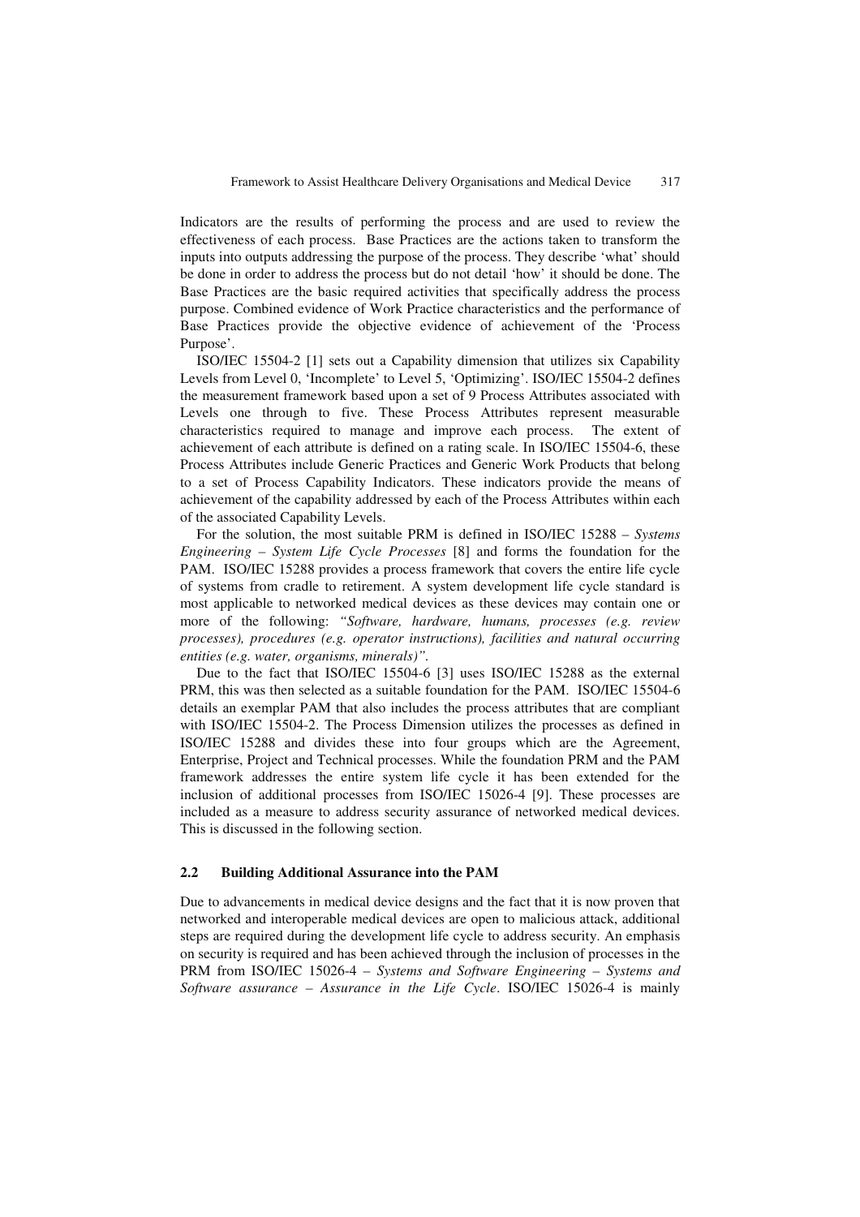Indicators are the results of performing the process and are used to review the effectiveness of each process. Base Practices are the actions taken to transform the inputs into outputs addressing the purpose of the process. They describe 'what' should be done in order to address the process but do not detail 'how' it should be done. The Base Practices are the basic required activities that specifically address the process purpose. Combined evidence of Work Practice characteristics and the performance of Base Practices provide the objective evidence of achievement of the 'Process Purpose'.

ISO/IEC 15504-2 [1] sets out a Capability dimension that utilizes six Capability Levels from Level 0, 'Incomplete' to Level 5, 'Optimizing'. ISO/IEC 15504-2 defines the measurement framework based upon a set of 9 Process Attributes associated with Levels one through to five. These Process Attributes represent measurable characteristics required to manage and improve each process. The extent of achievement of each attribute is defined on a rating scale. In ISO/IEC 15504-6, these Process Attributes include Generic Practices and Generic Work Products that belong to a set of Process Capability Indicators. These indicators provide the means of achievement of the capability addressed by each of the Process Attributes within each of the associated Capability Levels.

For the solution, the most suitable PRM is defined in ISO/IEC 15288 – *Systems Engineering – System Life Cycle Processes* [8] and forms the foundation for the PAM. ISO/IEC 15288 provides a process framework that covers the entire life cycle of systems from cradle to retirement. A system development life cycle standard is most applicable to networked medical devices as these devices may contain one or more of the following: *"Software, hardware, humans, processes (e.g. review processes), procedures (e.g. operator instructions), facilities and natural occurring entities (e.g. water, organisms, minerals)"*.

Due to the fact that ISO/IEC 15504-6 [3] uses ISO/IEC 15288 as the external PRM, this was then selected as a suitable foundation for the PAM. ISO/IEC 15504-6 details an exemplar PAM that also includes the process attributes that are compliant with ISO/IEC 15504-2. The Process Dimension utilizes the processes as defined in ISO/IEC 15288 and divides these into four groups which are the Agreement, Enterprise, Project and Technical processes. While the foundation PRM and the PAM framework addresses the entire system life cycle it has been extended for the inclusion of additional processes from ISO/IEC 15026-4 [9]. These processes are included as a measure to address security assurance of networked medical devices. This is discussed in the following section.

### 2.2 Building Additional Assurance into the PAM

Due to advancements in medical device designs and the fact that it is now proven that networked and interoperable medical devices are open to malicious attack, additional steps are required during the development life cycle to address security. An emphasis on security is required and has been achieved through the inclusion of processes in the PRM from ISO/IEC 15026-4 – *Systems and Software Engineering – Systems and Software assurance – Assurance in the Life Cycle*. ISO/IEC 15026-4 is mainly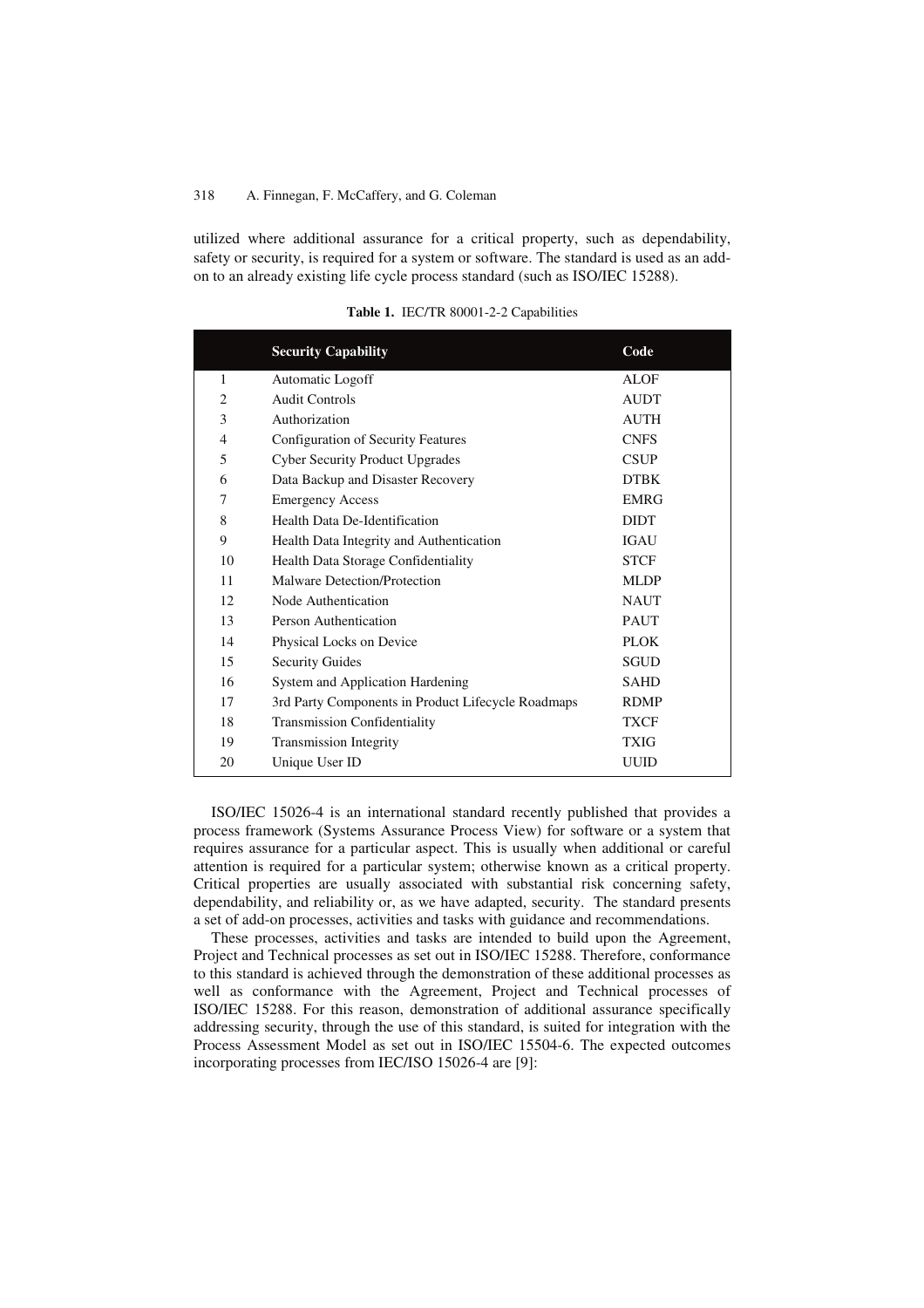utilized where additional assurance for a critical property, such as dependability, safety or security, is required for a system or software. The standard is used as an add-on to an already existing life cycle process standard (such as ISO/IEC 15288).

**Table 1.** IEC/TR 80001-2-2 Capabilities

| | Security Capability | Code |
|---|---|---|
| 1 | Automatic Logoff | ALOF |
| 2 | Audit Controls | AUDT |
| 3 | Authorization | AUTH |
| 4 | Configuration of Security Features | CNFS |
| 5 | Cyber Security Product Upgrades | CSUP |
| 6 | Data Backup and Disaster Recovery | DTBK |
| 7 | Emergency Access | EMRG |
| 8 | Health Data De-Identification | DIDT |
| 9 | Health Data Integrity and Authentication | IGAU |
| 10 | Health Data Storage Confidentiality | STCF |
| 11 | Malware Detection/Protection | MLDP |
| 12 | Node Authentication | NAUT |
| 13 | Person Authentication | PAUT |
| 14 | Physical Locks on Device | PLOK |
| 15 | Security Guides | SGUD |
| 16 | System and Application Hardening | SAHD |
| 17 | 3rd Party Components in Product Lifecycle Roadmaps | RDMP |
| 18 | Transmission Confidentiality | TXCF |
| 19 | Transmission Integrity | TXIG |
| 20 | Unique User ID | UUID |

ISO/IEC 15026-4 is an international standard recently published that provides a process framework (Systems Assurance Process View) for software or a system that requires assurance for a particular aspect. This is usually when additional or careful attention is required for a particular system; otherwise known as a critical property. Critical properties are usually associated with substantial risk concerning safety, dependability, and reliability or, as we have adapted, security. The standard presents a set of add-on processes, activities and tasks with guidance and recommendations.

These processes, activities and tasks are intended to build upon the Agreement, Project and Technical processes as set out in ISO/IEC 15288. Therefore, conformance to this standard is achieved through the demonstration of these additional processes as well as conformance with the Agreement, Project and Technical processes of ISO/IEC 15288. For this reason, demonstration of additional assurance specifically addressing security, through the use of this standard, is suited for integration with the Process Assessment Model as set out in ISO/IEC 15504-6. The expected outcomes incorporating processes from IEC/ISO 15026-4 are [9]: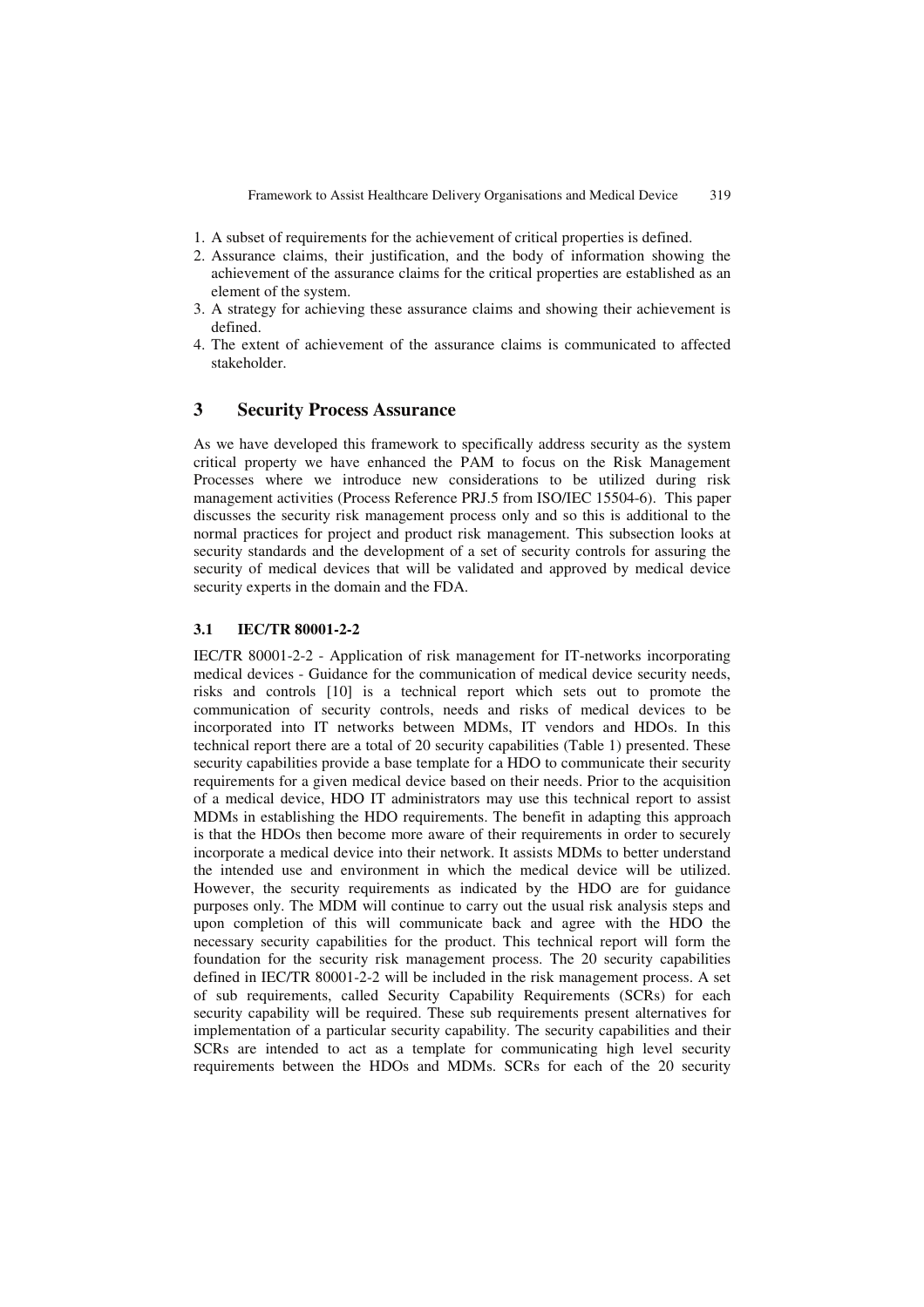1. A subset of requirements for the achievement of critical properties is defined.
2. Assurance claims, their justification, and the body of information showing the achievement of the assurance claims for the critical properties are established as an element of the system.
3. A strategy for achieving these assurance claims and showing their achievement is defined.
4. The extent of achievement of the assurance claims is communicated to affected stakeholder.

## 3 Security Process Assurance

As we have developed this framework to specifically address security as the system critical property we have enhanced the PAM to focus on the Risk Management Processes where we introduce new considerations to be utilized during risk management activities (Process Reference PRJ.5 from ISO/IEC 15504-6). This paper discusses the security risk management process only and so this is additional to the normal practices for project and product risk management. This subsection looks at security standards and the development of a set of security controls for assuring the security of medical devices that will be validated and approved by medical device security experts in the domain and the FDA.

### 3.1 IEC/TR 80001-2-2

IEC/TR 80001-2-2 - Application of risk management for IT-networks incorporating medical devices - Guidance for the communication of medical device security needs, risks and controls [10] is a technical report which sets out to promote the communication of security controls, needs and risks of medical devices to be incorporated into IT networks between MDMs, IT vendors and HDOs. In this technical report there are a total of 20 security capabilities (Table 1) presented. These security capabilities provide a base template for a HDO to communicate their security requirements for a given medical device based on their needs. Prior to the acquisition of a medical device, HDO IT administrators may use this technical report to assist MDMs in establishing the HDO requirements. The benefit in adapting this approach is that the HDOs then become more aware of their requirements in order to securely incorporate a medical device into their network. It assists MDMs to better understand the intended use and environment in which the medical device will be utilized. However, the security requirements as indicated by the HDO are for guidance purposes only. The MDM will continue to carry out the usual risk analysis steps and upon completion of this will communicate back and agree with the HDO the necessary security capabilities for the product. This technical report will form the foundation for the security risk management process. The 20 security capabilities defined in IEC/TR 80001-2-2 will be included in the risk management process. A set of sub requirements, called Security Capability Requirements (SCRs) for each security capability will be required. These sub requirements present alternatives for implementation of a particular security capability. The security capabilities and their SCRs are intended to act as a template for communicating high level security requirements between the HDOs and MDMs. SCRs for each of the 20 security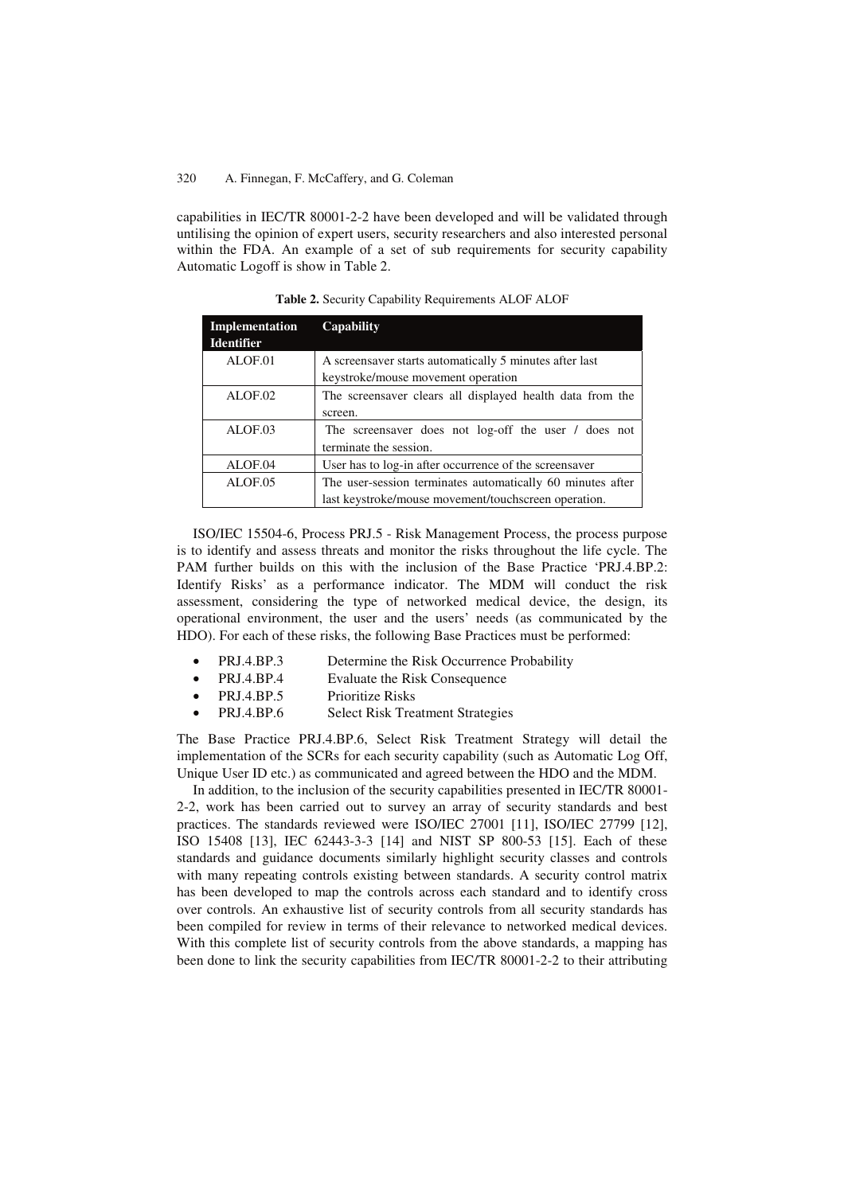capabilities in IEC/TR 80001-2-2 have been developed and will be validated through untilising the opinion of expert users, security researchers and also interested personal within the FDA. An example of a set of sub requirements for security capability Automatic Logoff is show in Table 2.

**Table 2.** Security Capability Requirements ALOF ALOF

| Implementation Identifier | Capability |
|---|---|
| ALOF.01 | A screensaver starts automatically 5 minutes after last keystroke/mouse movement operation |
| ALOF.02 | The screensaver clears all displayed health data from the screen. |
| ALOF.03 | The screensaver does not log-off the user / does not terminate the session. |
| ALOF.04 | User has to log-in after occurrence of the screensaver |
| ALOF.05 | The user-session terminates automatically 60 minutes after last keystroke/mouse movement/touchscreen operation. |

ISO/IEC 15504-6, Process PRJ.5 - Risk Management Process, the process purpose is to identify and assess threats and monitor the risks throughout the life cycle. The PAM further builds on this with the inclusion of the Base Practice 'PRJ.4.BP.2: Identify Risks' as a performance indicator. The MDM will conduct the risk assessment, considering the type of networked medical device, the design, its operational environment, the user and the users' needs (as communicated by the HDO). For each of these risks, the following Base Practices must be performed:

- PRJ.4.BP.3 Determine the Risk Occurrence Probability
- PRJ.4.BP.4 Evaluate the Risk Consequence
- PRJ.4.BP.5 Prioritize Risks
- PRJ.4.BP.6 Select Risk Treatment Strategies

The Base Practice PRJ.4.BP.6, Select Risk Treatment Strategy will detail the implementation of the SCRs for each security capability (such as Automatic Log Off, Unique User ID etc.) as communicated and agreed between the HDO and the MDM.

In addition, to the inclusion of the security capabilities presented in IEC/TR 80001-2-2, work has been carried out to survey an array of security standards and best practices. The standards reviewed were ISO/IEC 27001 [11], ISO/IEC 27799 [12], ISO 15408 [13], IEC 62443-3-3 [14] and NIST SP 800-53 [15]. Each of these standards and guidance documents similarly highlight security classes and controls with many repeating controls existing between standards. A security control matrix has been developed to map the controls across each standard and to identify cross over controls. An exhaustive list of security controls from all security standards has been compiled for review in terms of their relevance to networked medical devices. With this complete list of security controls from the above standards, a mapping has been done to link the security capabilities from IEC/TR 80001-2-2 to their attributing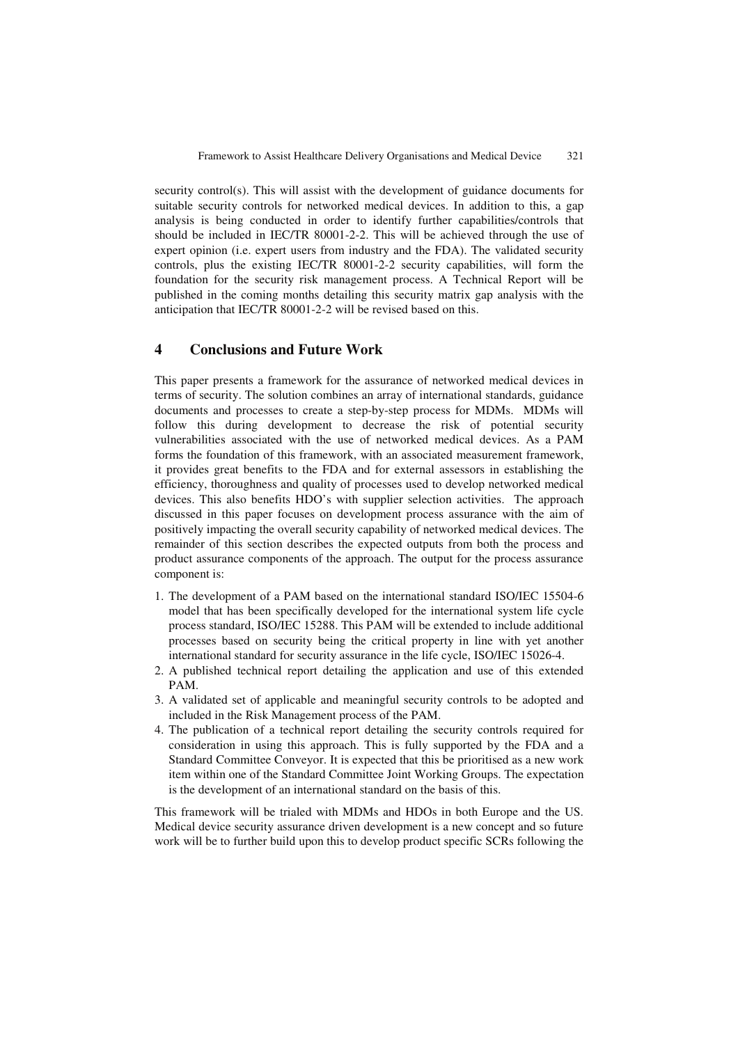security control(s). This will assist with the development of guidance documents for suitable security controls for networked medical devices. In addition to this, a gap analysis is being conducted in order to identify further capabilities/controls that should be included in IEC/TR 80001-2-2. This will be achieved through the use of expert opinion (i.e. expert users from industry and the FDA). The validated security controls, plus the existing IEC/TR 80001-2-2 security capabilities, will form the foundation for the security risk management process. A Technical Report will be published in the coming months detailing this security matrix gap analysis with the anticipation that IEC/TR 80001-2-2 will be revised based on this.

## 4 Conclusions and Future Work

This paper presents a framework for the assurance of networked medical devices in terms of security. The solution combines an array of international standards, guidance documents and processes to create a step-by-step process for MDMs. MDMs will follow this during development to decrease the risk of potential security vulnerabilities associated with the use of networked medical devices. As a PAM forms the foundation of this framework, with an associated measurement framework, it provides great benefits to the FDA and for external assessors in establishing the efficiency, thoroughness and quality of processes used to develop networked medical devices. This also benefits HDO's with supplier selection activities. The approach discussed in this paper focuses on development process assurance with the aim of positively impacting the overall security capability of networked medical devices. The remainder of this section describes the expected outputs from both the process and product assurance components of the approach. The output for the process assurance component is:

1. The development of a PAM based on the international standard ISO/IEC 15504-6 model that has been specifically developed for the international system life cycle process standard, ISO/IEC 15288. This PAM will be extended to include additional processes based on security being the critical property in line with yet another international standard for security assurance in the life cycle, ISO/IEC 15026-4.
2. A published technical report detailing the application and use of this extended PAM.
3. A validated set of applicable and meaningful security controls to be adopted and included in the Risk Management process of the PAM.
4. The publication of a technical report detailing the security controls required for consideration in using this approach. This is fully supported by the FDA and a Standard Committee Conveyor. It is expected that this be prioritised as a new work item within one of the Standard Committee Joint Working Groups. The expectation is the development of an international standard on the basis of this.

This framework will be trialed with MDMs and HDOs in both Europe and the US. Medical device security assurance driven development is a new concept and so future work will be to further build upon this to develop product specific SCRs following the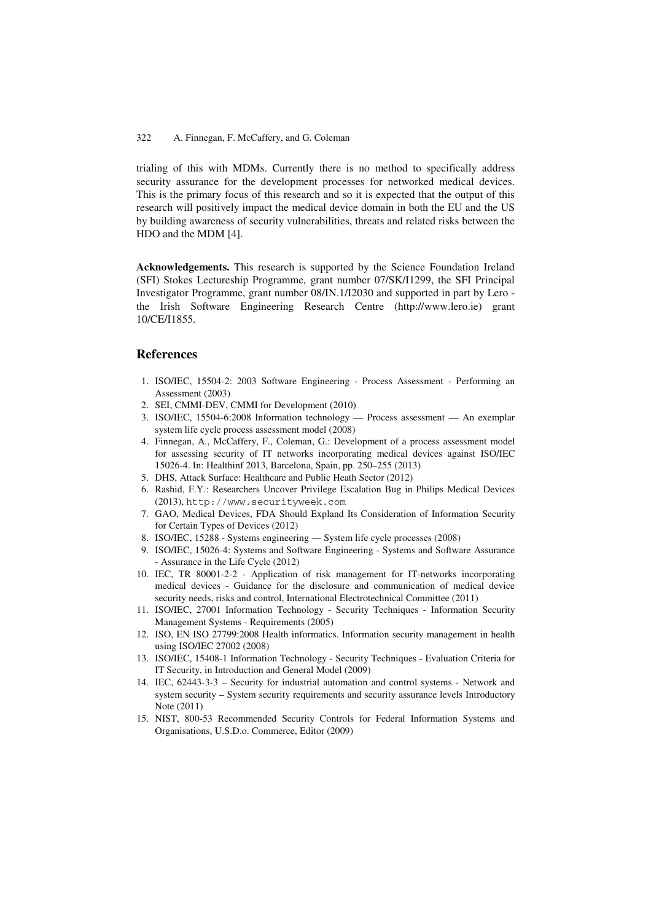trialing of this with MDMs. Currently there is no method to specifically address security assurance for the development processes for networked medical devices. This is the primary focus of this research and so it is expected that the output of this research will positively impact the medical device domain in both the EU and the US by building awareness of security vulnerabilities, threats and related risks between the HDO and the MDM [4].

**Acknowledgements.** This research is supported by the Science Foundation Ireland (SFI) Stokes Lectureship Programme, grant number 07/SK/I1299, the SFI Principal Investigator Programme, grant number 08/IN.1/I2030 and supported in part by Lero - the Irish Software Engineering Research Centre (http://www.lero.ie) grant 10/CE/I1855.

## References

1. ISO/IEC, 15504-2: 2003 Software Engineering - Process Assessment - Performing an Assessment (2003)
2. SEI, CMMI-DEV, CMMI for Development (2010)
3. ISO/IEC, 15504-6:2008 Information technology — Process assessment — An exemplar system life cycle process assessment model (2008)
4. Finnegan, A., McCaffery, F., Coleman, G.: Development of a process assessment model for assessing security of IT networks incorporating medical devices against ISO/IEC 15026-4. In: Healthinf 2013, Barcelona, Spain, pp. 250–255 (2013)
5. DHS, Attack Surface: Healthcare and Public Heath Sector (2012)
6. Rashid, F.Y.: Researchers Uncover Privilege Escalation Bug in Philips Medical Devices (2013), `http://www.securityweek.com`
7. GAO, Medical Devices, FDA Should Expland Its Consideration of Information Security for Certain Types of Devices (2012)
8. ISO/IEC, 15288 - Systems engineering — System life cycle processes (2008)
9. ISO/IEC, 15026-4: Systems and Software Engineering - Systems and Software Assurance - Assurance in the Life Cycle (2012)
10. IEC, TR 80001-2-2 - Application of risk management for IT-networks incorporating medical devices - Guidance for the disclosure and communication of medical device security needs, risks and control, International Electrotechnical Committee (2011)
11. ISO/IEC, 27001 Information Technology - Security Techniques - Information Security Management Systems - Requirements (2005)
12. ISO, EN ISO 27799:2008 Health informatics. Information security management in health using ISO/IEC 27002 (2008)
13. ISO/IEC, 15408-1 Information Technology - Security Techniques - Evaluation Criteria for IT Security, in Introduction and General Model (2009)
14. IEC, 62443-3-3 – Security for industrial automation and control systems - Network and system security – System security requirements and security assurance levels Introductory Note (2011)
15. NIST, 800-53 Recommended Security Controls for Federal Information Systems and Organisations, U.S.D.o. Commerce, Editor (2009)